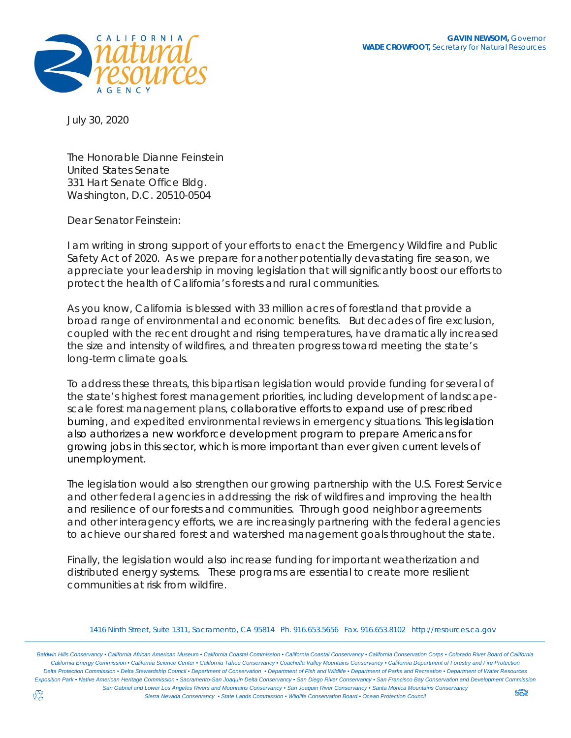**GAVIN NEWSOM,** Governor
**WADE CROWFOOT,** Secretary for Natural Resources

CALIFORNIA NATURAL RESOURCES AGENCY

July 30, 2020

The Honorable Dianne Feinstein
United States Senate
331 Hart Senate Office Bldg.
Washington, D.C. 20510-0504

Dear Senator Feinstein:

I am writing in strong support of your efforts to enact the Emergency Wildfire and Public Safety Act of 2020. As we prepare for another potentially devastating fire season, we appreciate your leadership in moving legislation that will significantly boost our efforts to protect the health of California's forests and rural communities.

As you know, California is blessed with 33 million acres of forestland that provide a broad range of environmental and economic benefits. But decades of fire exclusion, coupled with the recent drought and rising temperatures, have dramatically increased the size and intensity of wildfires, and threaten progress toward meeting the state's long-term climate goals.

To address these threats, this bipartisan legislation would provide funding for several of the state's highest forest management priorities, including development of landscape-scale forest management plans, collaborative efforts to expand use of prescribed burning, and expedited environmental reviews in emergency situations. This legislation also authorizes a new workforce development program to prepare Americans for growing jobs in this sector, which is more important than ever given current levels of unemployment.

The legislation would also strengthen our growing partnership with the U.S. Forest Service and other federal agencies in addressing the risk of wildfires and improving the health and resilience of our forests and communities. Through good neighbor agreements and other interagency efforts, we are increasingly partnering with the federal agencies to achieve our shared forest and watershed management goals throughout the state.

Finally, the legislation would also increase funding for important weatherization and distributed energy systems. These programs are essential to create more resilient communities at risk from wildfire.

1416 Ninth Street, Suite 1311, Sacramento, CA 95814 Ph. 916.653.5656 Fax. 916.653.8102 http://resources.ca.gov

*Baldwin Hills Conservancy • California African American Museum • California Coastal Commission • California Coastal Conservancy • California Conservation Corps • Colorado River Board of California • California Energy Commission • California Science Center • California Tahoe Conservancy • Coachella Valley Mountains Conservancy • California Department of Forestry and Fire Protection • Delta Protection Commission • Delta Stewardship Council • Department of Conservation • Department of Fish and Wildlife • Department of Parks and Recreation • Department of Water Resources • Exposition Park • Native American Heritage Commission • Sacramento-San Joaquin Delta Conservancy • San Diego River Conservancy • San Francisco Bay Conservation and Development Commission • San Gabriel and Lower Los Angeles Rivers and Mountains Conservancy • San Joaquin River Conservancy • Santa Monica Mountains Conservancy • Sierra Nevada Conservancy • State Lands Commission • Wildlife Conservation Board • Ocean Protection Council*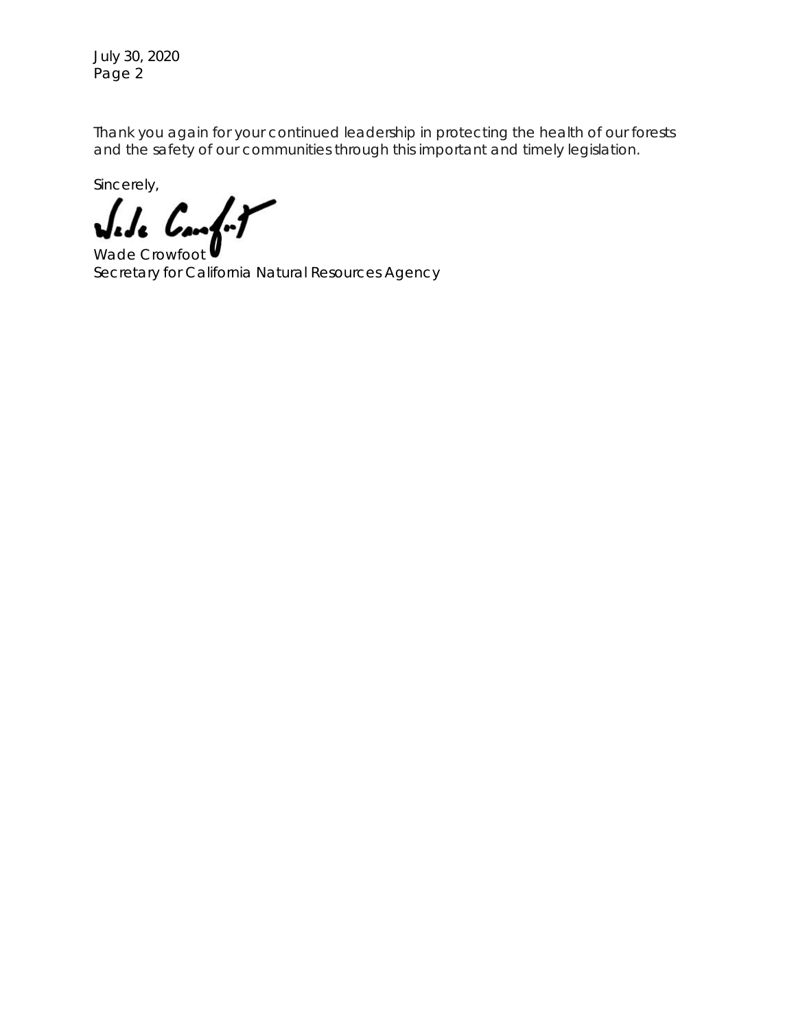Thank you again for your continued leadership in protecting the health of our forests and the safety of our communities through this important and timely legislation.

Sincerely,

Wade Crowfoot
Secretary for California Natural Resources Agency